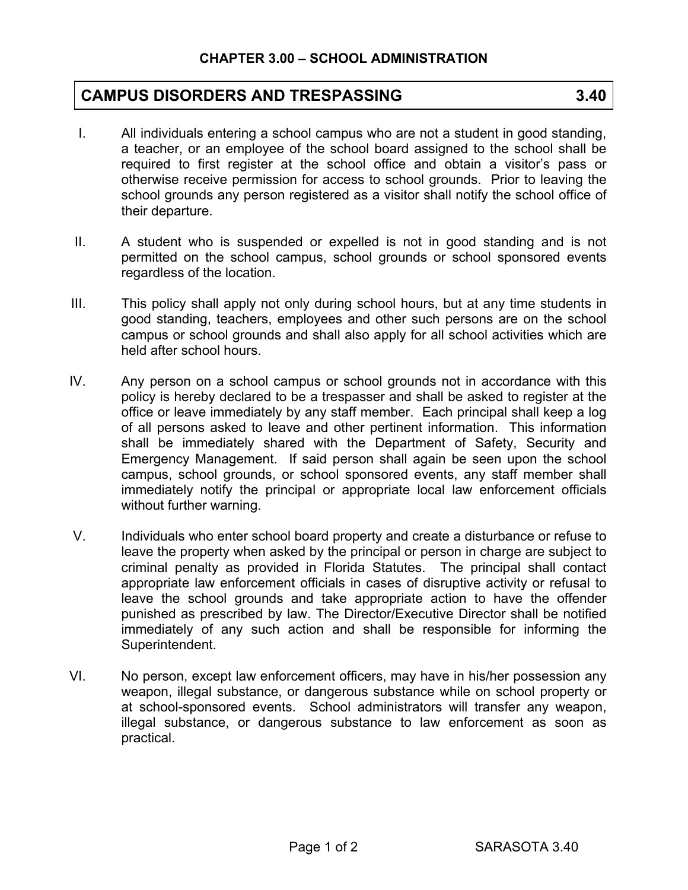## CHAPTER 3.00 – SCHOOL ADMINISTRATION

# CAMPUS DISORDERS AND TRESPASSING 3.40

I. All individuals entering a school campus who are not a student in good standing, a teacher, or an employee of the school board assigned to the school shall be required to first register at the school office and obtain a visitor's pass or otherwise receive permission for access to school grounds. Prior to leaving the school grounds any person registered as a visitor shall notify the school office of their departure.

II. A student who is suspended or expelled is not in good standing and is not permitted on the school campus, school grounds or school sponsored events regardless of the location.

III. This policy shall apply not only during school hours, but at any time students in good standing, teachers, employees and other such persons are on the school campus or school grounds and shall also apply for all school activities which are held after school hours.

IV. Any person on a school campus or school grounds not in accordance with this policy is hereby declared to be a trespasser and shall be asked to register at the office or leave immediately by any staff member. Each principal shall keep a log of all persons asked to leave and other pertinent information. This information shall be immediately shared with the Department of Safety, Security and Emergency Management. If said person shall again be seen upon the school campus, school grounds, or school sponsored events, any staff member shall immediately notify the principal or appropriate local law enforcement officials without further warning.

V. Individuals who enter school board property and create a disturbance or refuse to leave the property when asked by the principal or person in charge are subject to criminal penalty as provided in Florida Statutes. The principal shall contact appropriate law enforcement officials in cases of disruptive activity or refusal to leave the school grounds and take appropriate action to have the offender punished as prescribed by law. The Director/Executive Director shall be notified immediately of any such action and shall be responsible for informing the Superintendent.

VI. No person, except law enforcement officers, may have in his/her possession any weapon, illegal substance, or dangerous substance while on school property or at school-sponsored events. School administrators will transfer any weapon, illegal substance, or dangerous substance to law enforcement as soon as practical.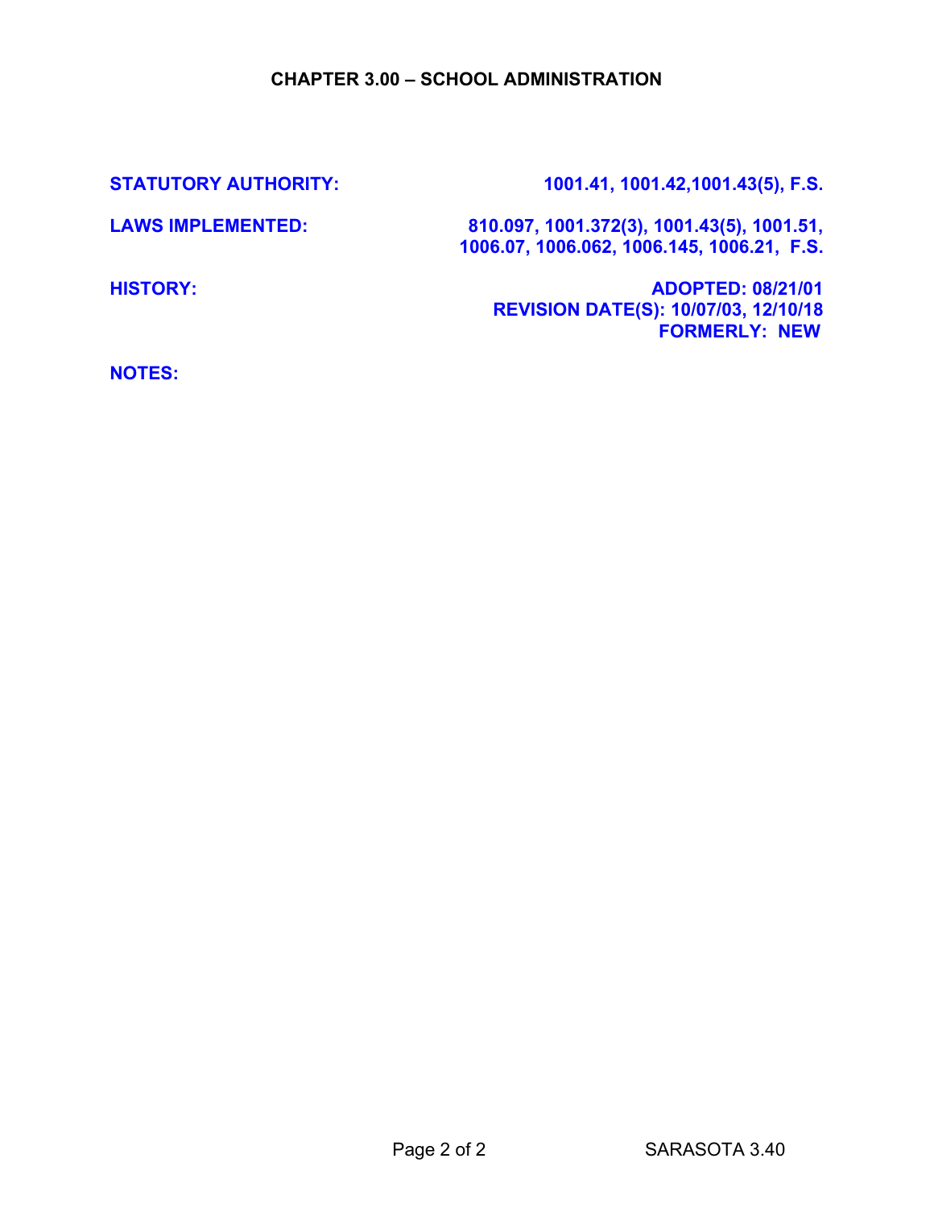**STATUTORY AUTHORITY:** 1001.41, 1001.42,1001.43(5), F.S.

**LAWS IMPLEMENTED:** 810.097, 1001.372(3), 1001.43(5), 1001.51, 1006.07, 1006.062, 1006.145, 1006.21, F.S.

**HISTORY:**
ADOPTED: 08/21/01
REVISION DATE(S): 10/07/03, 12/10/18
FORMERLY: NEW

**NOTES:**